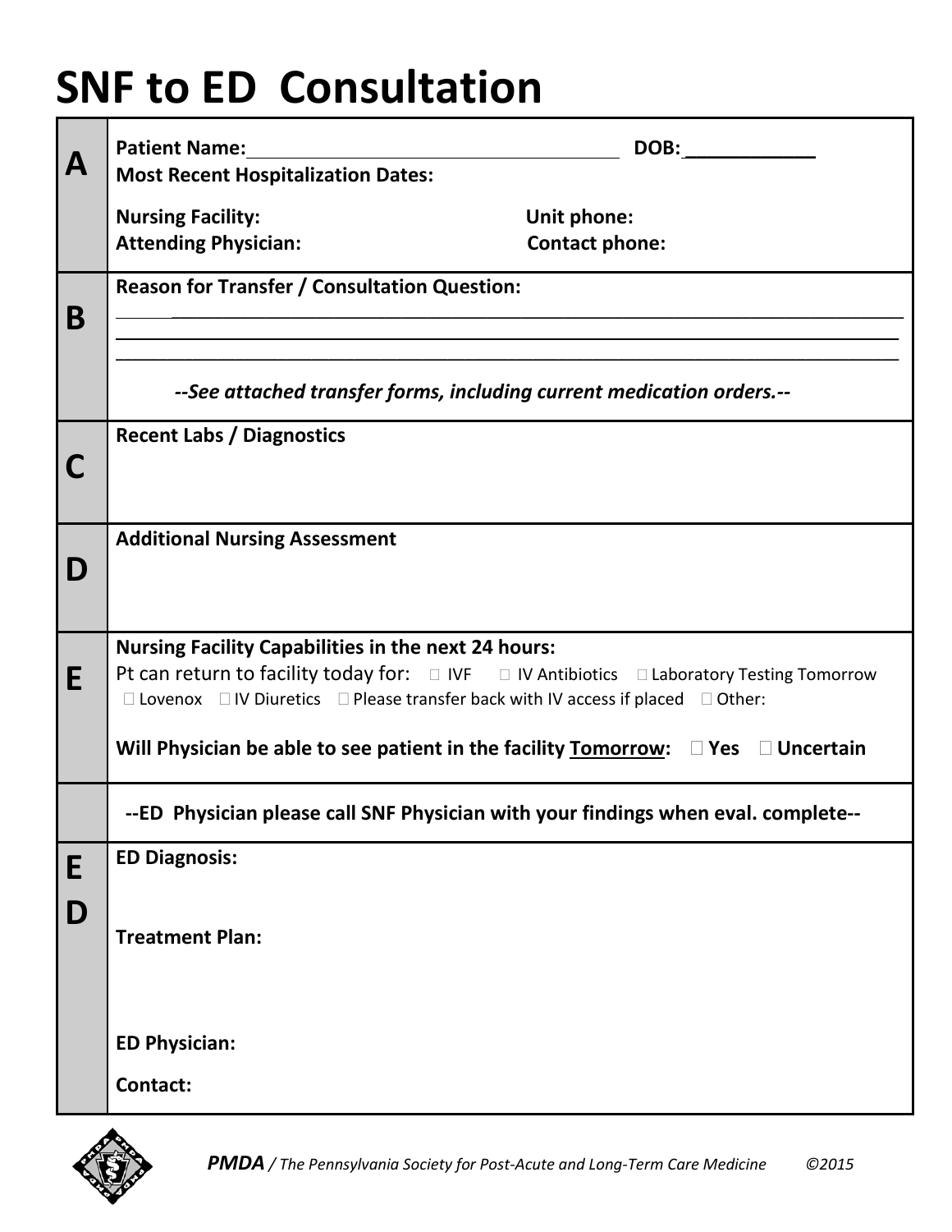# SNF to ED Consultation

| | |
|---|---|
| **A** | **Patient Name:** ______________________ **DOB:** ____________<br>**Most Recent Hospitalization Dates:**<br><br>**Nursing Facility:** **Unit phone:**<br>**Attending Physician:** **Contact phone:** |
| **B** | **Reason for Transfer / Consultation Question:**<br>________________________________________________<br>________________________________________________<br>________________________________________________<br><br>*--See attached transfer forms, including current medication orders.--* |
| **C** | **Recent Labs / Diagnostics** |
| **D** | **Additional Nursing Assessment** |
| **E** | **Nursing Facility Capabilities in the next 24 hours:**<br>Pt can return to facility today for: ☐ IVF ☐ IV Antibiotics ☐ Laboratory Testing Tomorrow ☐ Lovenox ☐ IV Diuretics ☐ Please transfer back with IV access if placed ☐ Other:<br><br>**Will Physician be able to see patient in the facility <u>Tomorrow</u>:** ☐ **Yes** ☐ **Uncertain** |
| | **--ED Physician please call SNF Physician with your findings when eval. complete--** |
| **ED** | **ED Diagnosis:**<br><br>**Treatment Plan:**<br><br>**ED Physician:**<br><br>**Contact:** |

***PMDA*** */ The Pennsylvania Society for Post-Acute and Long-Term Care Medicine* *©2015*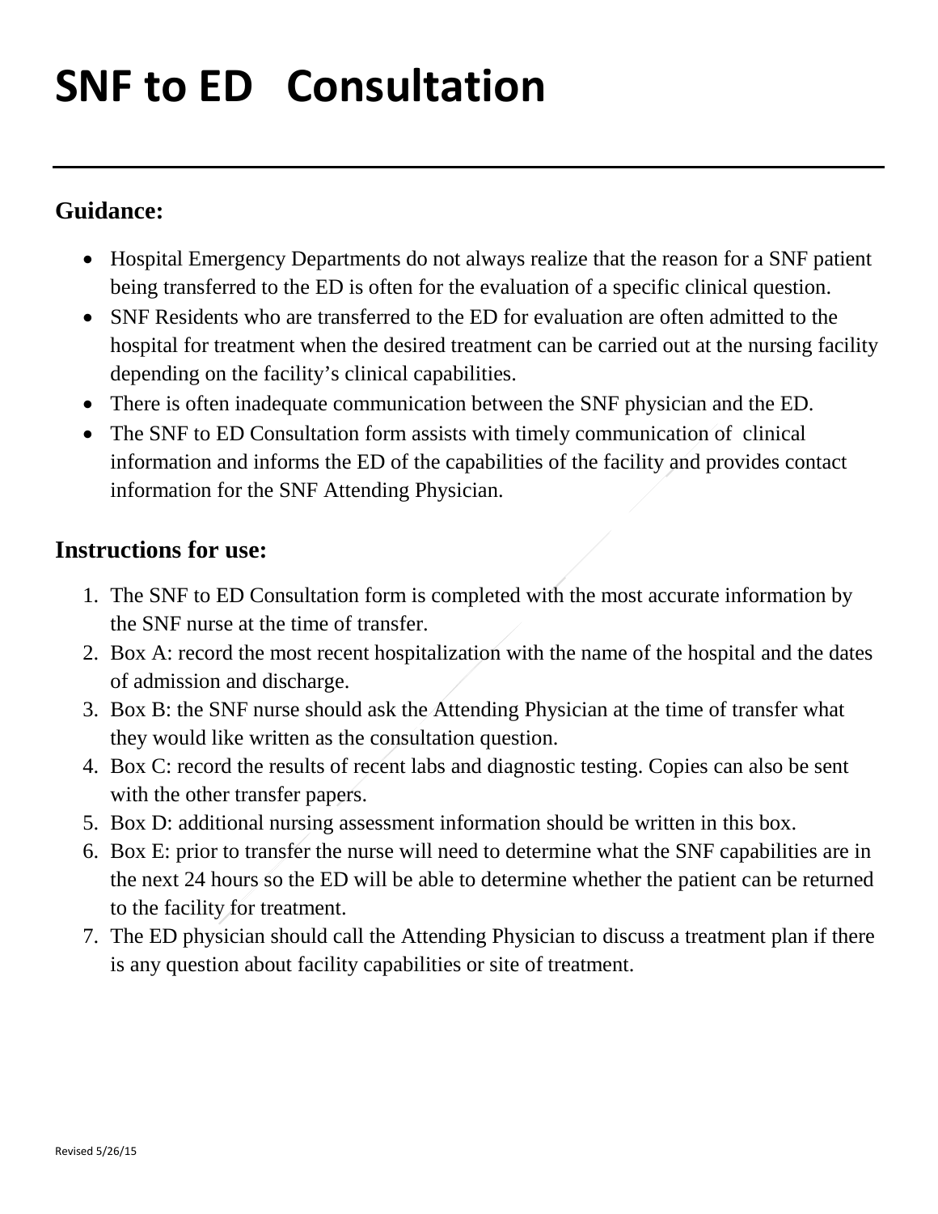# SNF to ED Consultation

---

## Guidance:

- Hospital Emergency Departments do not always realize that the reason for a SNF patient being transferred to the ED is often for the evaluation of a specific clinical question.
- SNF Residents who are transferred to the ED for evaluation are often admitted to the hospital for treatment when the desired treatment can be carried out at the nursing facility depending on the facility's clinical capabilities.
- There is often inadequate communication between the SNF physician and the ED.
- The SNF to ED Consultation form assists with timely communication of clinical information and informs the ED of the capabilities of the facility and provides contact information for the SNF Attending Physician.

## Instructions for use:

1. The SNF to ED Consultation form is completed with the most accurate information by the SNF nurse at the time of transfer.
2. Box A: record the most recent hospitalization with the name of the hospital and the dates of admission and discharge.
3. Box B: the SNF nurse should ask the Attending Physician at the time of transfer what they would like written as the consultation question.
4. Box C: record the results of recent labs and diagnostic testing. Copies can also be sent with the other transfer papers.
5. Box D: additional nursing assessment information should be written in this box.
6. Box E: prior to transfer the nurse will need to determine what the SNF capabilities are in the next 24 hours so the ED will be able to determine whether the patient can be returned to the facility for treatment.
7. The ED physician should call the Attending Physician to discuss a treatment plan if there is any question about facility capabilities or site of treatment.

Revised 5/26/15